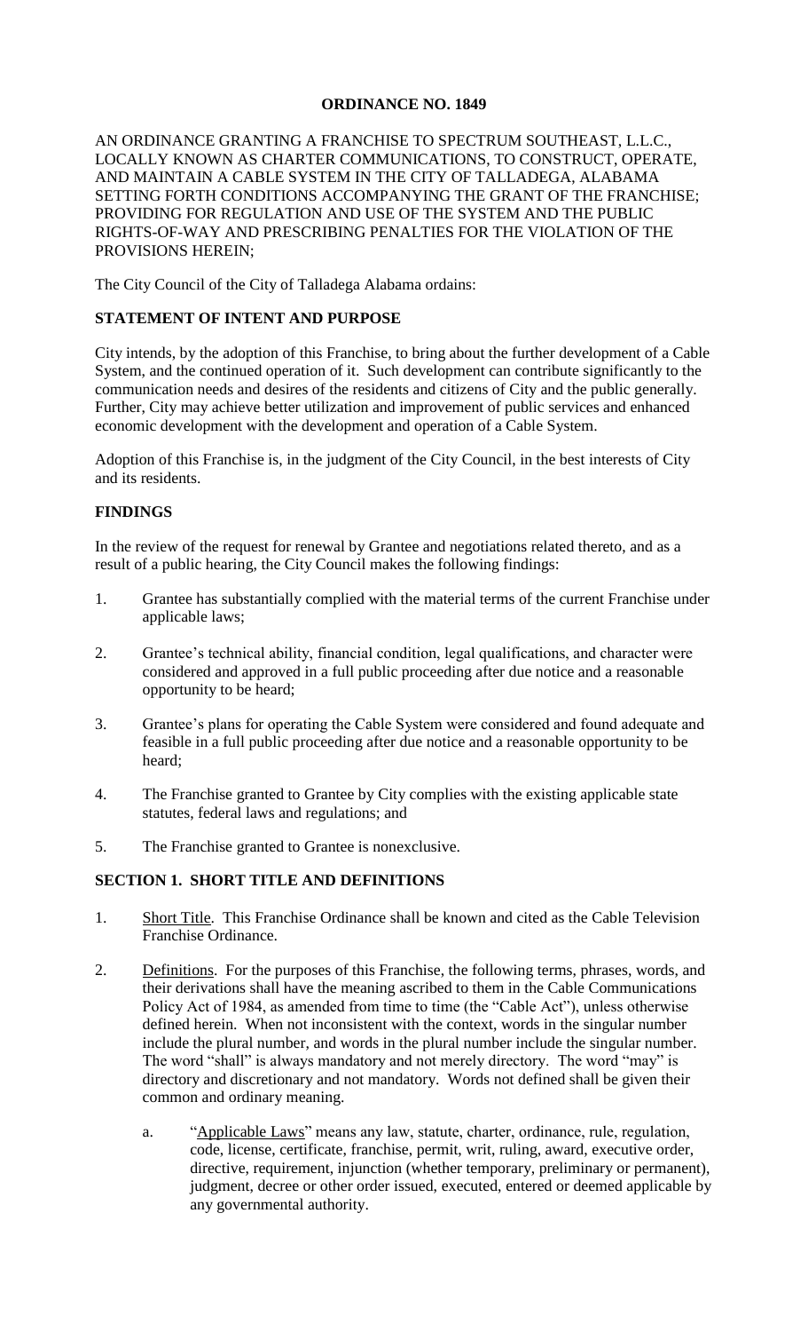# ORDINANCE NO. 1849

AN ORDINANCE GRANTING A FRANCHISE TO SPECTRUM SOUTHEAST, L.L.C., LOCALLY KNOWN AS CHARTER COMMUNICATIONS, TO CONSTRUCT, OPERATE, AND MAINTAIN A CABLE SYSTEM IN THE CITY OF TALLADEGA, ALABAMA SETTING FORTH CONDITIONS ACCOMPANYING THE GRANT OF THE FRANCHISE; PROVIDING FOR REGULATION AND USE OF THE SYSTEM AND THE PUBLIC RIGHTS-OF-WAY AND PRESCRIBING PENALTIES FOR THE VIOLATION OF THE PROVISIONS HEREIN;

The City Council of the City of Talladega Alabama ordains:

## STATEMENT OF INTENT AND PURPOSE

City intends, by the adoption of this Franchise, to bring about the further development of a Cable System, and the continued operation of it. Such development can contribute significantly to the communication needs and desires of the residents and citizens of City and the public generally. Further, City may achieve better utilization and improvement of public services and enhanced economic development with the development and operation of a Cable System.

Adoption of this Franchise is, in the judgment of the City Council, in the best interests of City and its residents.

## FINDINGS

In the review of the request for renewal by Grantee and negotiations related thereto, and as a result of a public hearing, the City Council makes the following findings:

1. Grantee has substantially complied with the material terms of the current Franchise under applicable laws;
2. Grantee's technical ability, financial condition, legal qualifications, and character were considered and approved in a full public proceeding after due notice and a reasonable opportunity to be heard;
3. Grantee's plans for operating the Cable System were considered and found adequate and feasible in a full public proceeding after due notice and a reasonable opportunity to be heard;
4. The Franchise granted to Grantee by City complies with the existing applicable state statutes, federal laws and regulations; and
5. The Franchise granted to Grantee is nonexclusive.

## SECTION 1. SHORT TITLE AND DEFINITIONS

1. Short Title. This Franchise Ordinance shall be known and cited as the Cable Television Franchise Ordinance.
2. Definitions. For the purposes of this Franchise, the following terms, phrases, words, and their derivations shall have the meaning ascribed to them in the Cable Communications Policy Act of 1984, as amended from time to time (the "Cable Act"), unless otherwise defined herein. When not inconsistent with the context, words in the singular number include the plural number, and words in the plural number include the singular number. The word "shall" is always mandatory and not merely directory. The word "may" is directory and discretionary and not mandatory. Words not defined shall be given their common and ordinary meaning.
   a. "Applicable Laws" means any law, statute, charter, ordinance, rule, regulation, code, license, certificate, franchise, permit, writ, ruling, award, executive order, directive, requirement, injunction (whether temporary, preliminary or permanent), judgment, decree or other order issued, executed, entered or deemed applicable by any governmental authority.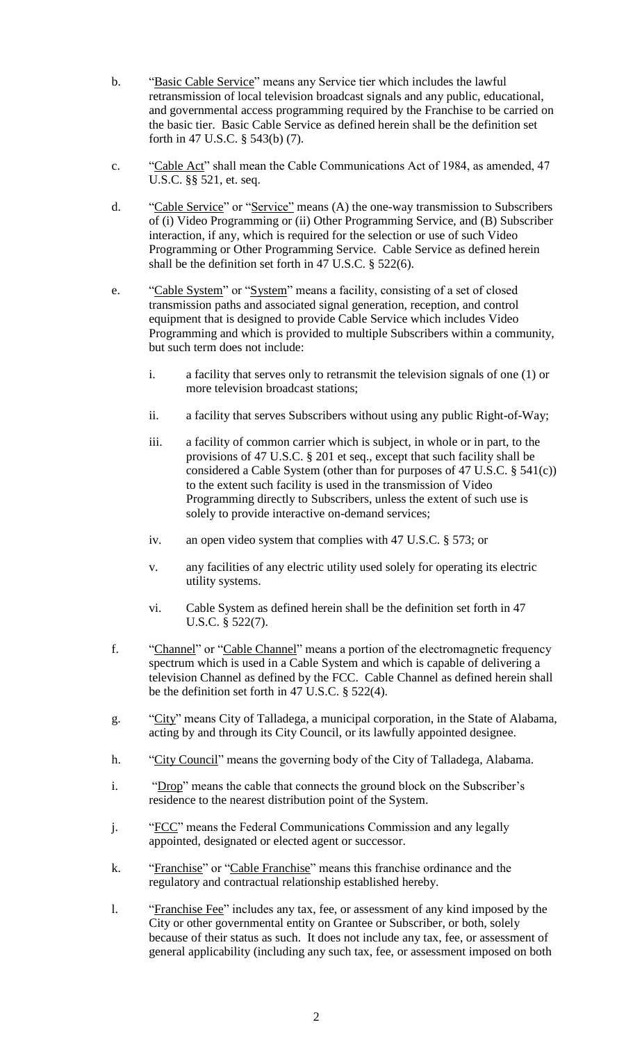b. "Basic Cable Service" means any Service tier which includes the lawful retransmission of local television broadcast signals and any public, educational, and governmental access programming required by the Franchise to be carried on the basic tier. Basic Cable Service as defined herein shall be the definition set forth in 47 U.S.C. § 543(b) (7).

c. "Cable Act" shall mean the Cable Communications Act of 1984, as amended, 47 U.S.C. §§ 521, et. seq.

d. "Cable Service" or "Service" means (A) the one-way transmission to Subscribers of (i) Video Programming or (ii) Other Programming Service, and (B) Subscriber interaction, if any, which is required for the selection or use of such Video Programming or Other Programming Service. Cable Service as defined herein shall be the definition set forth in 47 U.S.C. § 522(6).

e. "Cable System" or "System" means a facility, consisting of a set of closed transmission paths and associated signal generation, reception, and control equipment that is designed to provide Cable Service which includes Video Programming and which is provided to multiple Subscribers within a community, but such term does not include:

   i. a facility that serves only to retransmit the television signals of one (1) or more television broadcast stations;

   ii. a facility that serves Subscribers without using any public Right-of-Way;

   iii. a facility of common carrier which is subject, in whole or in part, to the provisions of 47 U.S.C. § 201 et seq., except that such facility shall be considered a Cable System (other than for purposes of 47 U.S.C. § 541(c)) to the extent such facility is used in the transmission of Video Programming directly to Subscribers, unless the extent of such use is solely to provide interactive on-demand services;

   iv. an open video system that complies with 47 U.S.C. § 573; or

   v. any facilities of any electric utility used solely for operating its electric utility systems.

   vi. Cable System as defined herein shall be the definition set forth in 47 U.S.C. § 522(7).

f. "Channel" or "Cable Channel" means a portion of the electromagnetic frequency spectrum which is used in a Cable System and which is capable of delivering a television Channel as defined by the FCC. Cable Channel as defined herein shall be the definition set forth in 47 U.S.C. § 522(4).

g. "City" means City of Talladega, a municipal corporation, in the State of Alabama, acting by and through its City Council, or its lawfully appointed designee.

h. "City Council" means the governing body of the City of Talladega, Alabama.

i. "Drop" means the cable that connects the ground block on the Subscriber's residence to the nearest distribution point of the System.

j. "FCC" means the Federal Communications Commission and any legally appointed, designated or elected agent or successor.

k. "Franchise" or "Cable Franchise" means this franchise ordinance and the regulatory and contractual relationship established hereby.

l. "Franchise Fee" includes any tax, fee, or assessment of any kind imposed by the City or other governmental entity on Grantee or Subscriber, or both, solely because of their status as such. It does not include any tax, fee, or assessment of general applicability (including any such tax, fee, or assessment imposed on both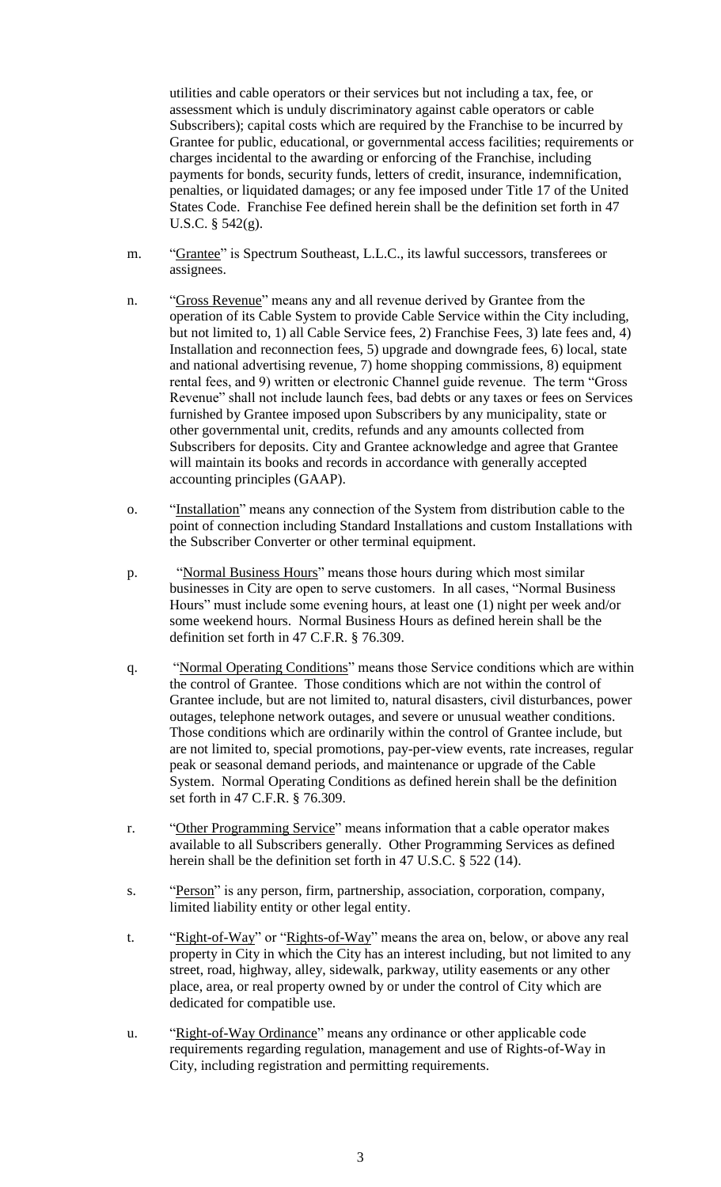utilities and cable operators or their services but not including a tax, fee, or assessment which is unduly discriminatory against cable operators or cable Subscribers); capital costs which are required by the Franchise to be incurred by Grantee for public, educational, or governmental access facilities; requirements or charges incidental to the awarding or enforcing of the Franchise, including payments for bonds, security funds, letters of credit, insurance, indemnification, penalties, or liquidated damages; or any fee imposed under Title 17 of the United States Code. Franchise Fee defined herein shall be the definition set forth in 47 U.S.C. § 542(g).

m. "Grantee" is Spectrum Southeast, L.L.C., its lawful successors, transferees or assignees.

n. "Gross Revenue" means any and all revenue derived by Grantee from the operation of its Cable System to provide Cable Service within the City including, but not limited to, 1) all Cable Service fees, 2) Franchise Fees, 3) late fees and, 4) Installation and reconnection fees, 5) upgrade and downgrade fees, 6) local, state and national advertising revenue, 7) home shopping commissions, 8) equipment rental fees, and 9) written or electronic Channel guide revenue. The term "Gross Revenue" shall not include launch fees, bad debts or any taxes or fees on Services furnished by Grantee imposed upon Subscribers by any municipality, state or other governmental unit, credits, refunds and any amounts collected from Subscribers for deposits. City and Grantee acknowledge and agree that Grantee will maintain its books and records in accordance with generally accepted accounting principles (GAAP).

o. "Installation" means any connection of the System from distribution cable to the point of connection including Standard Installations and custom Installations with the Subscriber Converter or other terminal equipment.

p. "Normal Business Hours" means those hours during which most similar businesses in City are open to serve customers. In all cases, "Normal Business Hours" must include some evening hours, at least one (1) night per week and/or some weekend hours. Normal Business Hours as defined herein shall be the definition set forth in 47 C.F.R. § 76.309.

q. "Normal Operating Conditions" means those Service conditions which are within the control of Grantee. Those conditions which are not within the control of Grantee include, but are not limited to, natural disasters, civil disturbances, power outages, telephone network outages, and severe or unusual weather conditions. Those conditions which are ordinarily within the control of Grantee include, but are not limited to, special promotions, pay-per-view events, rate increases, regular peak or seasonal demand periods, and maintenance or upgrade of the Cable System. Normal Operating Conditions as defined herein shall be the definition set forth in 47 C.F.R. § 76.309.

r. "Other Programming Service" means information that a cable operator makes available to all Subscribers generally. Other Programming Services as defined herein shall be the definition set forth in 47 U.S.C. § 522 (14).

s. "Person" is any person, firm, partnership, association, corporation, company, limited liability entity or other legal entity.

t. "Right-of-Way" or "Rights-of-Way" means the area on, below, or above any real property in City in which the City has an interest including, but not limited to any street, road, highway, alley, sidewalk, parkway, utility easements or any other place, area, or real property owned by or under the control of City which are dedicated for compatible use.

u. "Right-of-Way Ordinance" means any ordinance or other applicable code requirements regarding regulation, management and use of Rights-of-Way in City, including registration and permitting requirements.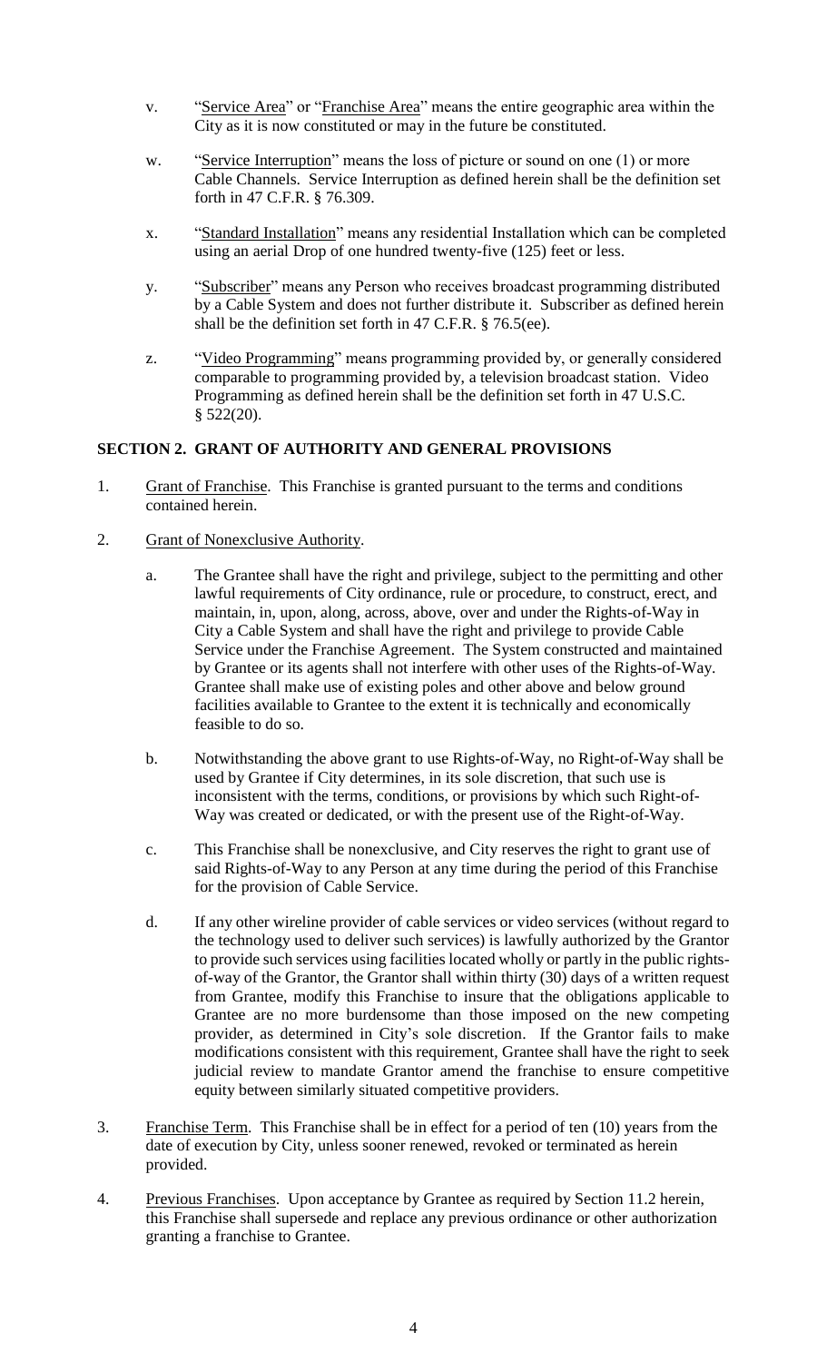v. "Service Area" or "Franchise Area" means the entire geographic area within the City as it is now constituted or may in the future be constituted.

w. "Service Interruption" means the loss of picture or sound on one (1) or more Cable Channels. Service Interruption as defined herein shall be the definition set forth in 47 C.F.R. § 76.309.

x. "Standard Installation" means any residential Installation which can be completed using an aerial Drop of one hundred twenty-five (125) feet or less.

y. "Subscriber" means any Person who receives broadcast programming distributed by a Cable System and does not further distribute it. Subscriber as defined herein shall be the definition set forth in 47 C.F.R. § 76.5(ee).

z. "Video Programming" means programming provided by, or generally considered comparable to programming provided by, a television broadcast station. Video Programming as defined herein shall be the definition set forth in 47 U.S.C. § 522(20).

## SECTION 2. GRANT OF AUTHORITY AND GENERAL PROVISIONS

1. Grant of Franchise. This Franchise is granted pursuant to the terms and conditions contained herein.

2. Grant of Nonexclusive Authority.

   a. The Grantee shall have the right and privilege, subject to the permitting and other lawful requirements of City ordinance, rule or procedure, to construct, erect, and maintain, in, upon, along, across, above, over and under the Rights-of-Way in City a Cable System and shall have the right and privilege to provide Cable Service under the Franchise Agreement. The System constructed and maintained by Grantee or its agents shall not interfere with other uses of the Rights-of-Way. Grantee shall make use of existing poles and other above and below ground facilities available to Grantee to the extent it is technically and economically feasible to do so.

   b. Notwithstanding the above grant to use Rights-of-Way, no Right-of-Way shall be used by Grantee if City determines, in its sole discretion, that such use is inconsistent with the terms, conditions, or provisions by which such Right-of-Way was created or dedicated, or with the present use of the Right-of-Way.

   c. This Franchise shall be nonexclusive, and City reserves the right to grant use of said Rights-of-Way to any Person at any time during the period of this Franchise for the provision of Cable Service.

   d. If any other wireline provider of cable services or video services (without regard to the technology used to deliver such services) is lawfully authorized by the Grantor to provide such services using facilities located wholly or partly in the public rights-of-way of the Grantor, the Grantor shall within thirty (30) days of a written request from Grantee, modify this Franchise to insure that the obligations applicable to Grantee are no more burdensome than those imposed on the new competing provider, as determined in City's sole discretion. If the Grantor fails to make modifications consistent with this requirement, Grantee shall have the right to seek judicial review to mandate Grantor amend the franchise to ensure competitive equity between similarly situated competitive providers.

3. Franchise Term. This Franchise shall be in effect for a period of ten (10) years from the date of execution by City, unless sooner renewed, revoked or terminated as herein provided.

4. Previous Franchises. Upon acceptance by Grantee as required by Section 11.2 herein, this Franchise shall supersede and replace any previous ordinance or other authorization granting a franchise to Grantee.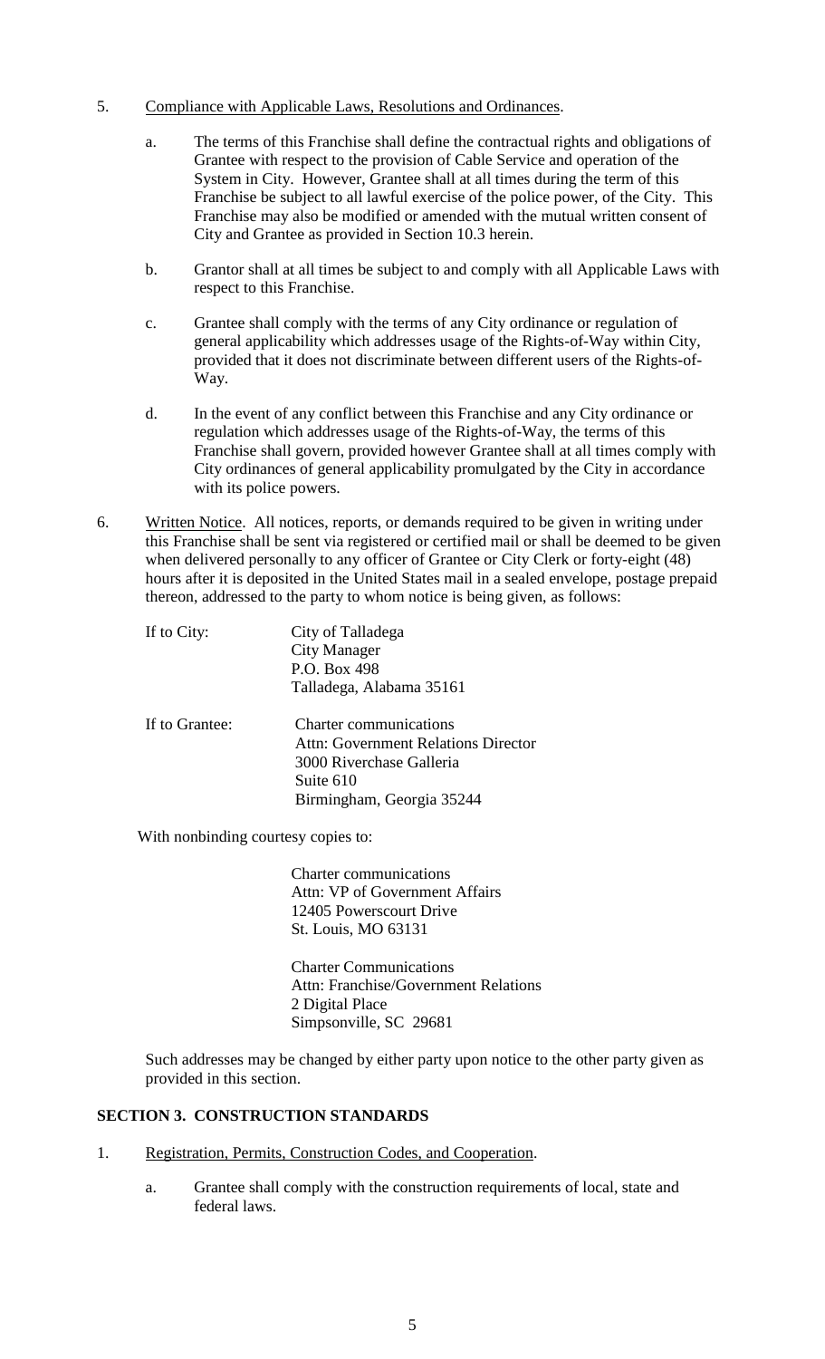5. Compliance with Applicable Laws, Resolutions and Ordinances.

   a. The terms of this Franchise shall define the contractual rights and obligations of Grantee with respect to the provision of Cable Service and operation of the System in City. However, Grantee shall at all times during the term of this Franchise be subject to all lawful exercise of the police power, of the City. This Franchise may also be modified or amended with the mutual written consent of City and Grantee as provided in Section 10.3 herein.

   b. Grantor shall at all times be subject to and comply with all Applicable Laws with respect to this Franchise.

   c. Grantee shall comply with the terms of any City ordinance or regulation of general applicability which addresses usage of the Rights-of-Way within City, provided that it does not discriminate between different users of the Rights-of-Way.

   d. In the event of any conflict between this Franchise and any City ordinance or regulation which addresses usage of the Rights-of-Way, the terms of this Franchise shall govern, provided however Grantee shall at all times comply with City ordinances of general applicability promulgated by the City in accordance with its police powers.

6. Written Notice. All notices, reports, or demands required to be given in writing under this Franchise shall be sent via registered or certified mail or shall be deemed to be given when delivered personally to any officer of Grantee or City Clerk or forty-eight (48) hours after it is deposited in the United States mail in a sealed envelope, postage prepaid thereon, addressed to the party to whom notice is being given, as follows:

   If to City:
   City of Talladega
   City Manager
   P.O. Box 498
   Talladega, Alabama 35161

   If to Grantee:
   Charter communications
   Attn: Government Relations Director
   3000 Riverchase Galleria
   Suite 610
   Birmingham, Georgia 35244

   With nonbinding courtesy copies to:

   Charter communications
   Attn: VP of Government Affairs
   12405 Powerscourt Drive
   St. Louis, MO 63131

   Charter Communications
   Attn: Franchise/Government Relations
   2 Digital Place
   Simpsonville, SC 29681

   Such addresses may be changed by either party upon notice to the other party given as provided in this section.

**SECTION 3. CONSTRUCTION STANDARDS**

1. Registration, Permits, Construction Codes, and Cooperation.

   a. Grantee shall comply with the construction requirements of local, state and federal laws.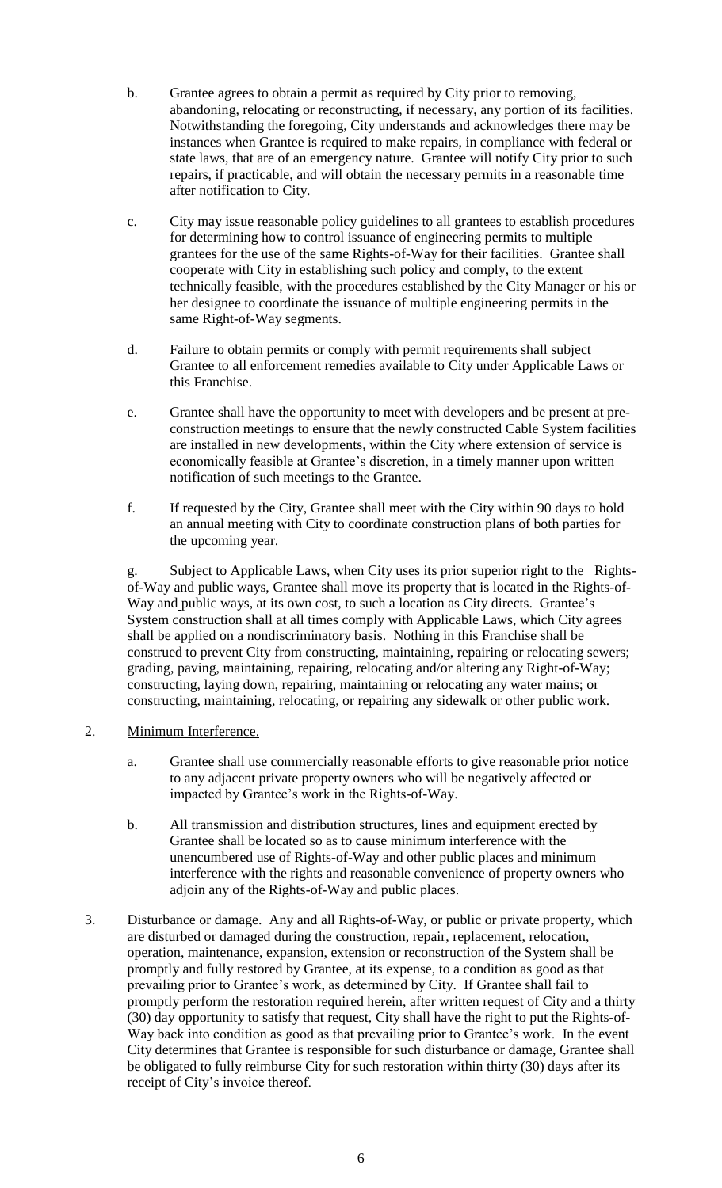b. Grantee agrees to obtain a permit as required by City prior to removing, abandoning, relocating or reconstructing, if necessary, any portion of its facilities. Notwithstanding the foregoing, City understands and acknowledges there may be instances when Grantee is required to make repairs, in compliance with federal or state laws, that are of an emergency nature. Grantee will notify City prior to such repairs, if practicable, and will obtain the necessary permits in a reasonable time after notification to City.

c. City may issue reasonable policy guidelines to all grantees to establish procedures for determining how to control issuance of engineering permits to multiple grantees for the use of the same Rights-of-Way for their facilities. Grantee shall cooperate with City in establishing such policy and comply, to the extent technically feasible, with the procedures established by the City Manager or his or her designee to coordinate the issuance of multiple engineering permits in the same Right-of-Way segments.

d. Failure to obtain permits or comply with permit requirements shall subject Grantee to all enforcement remedies available to City under Applicable Laws or this Franchise.

e. Grantee shall have the opportunity to meet with developers and be present at pre-construction meetings to ensure that the newly constructed Cable System facilities are installed in new developments, within the City where extension of service is economically feasible at Grantee's discretion, in a timely manner upon written notification of such meetings to the Grantee.

f. If requested by the City, Grantee shall meet with the City within 90 days to hold an annual meeting with City to coordinate construction plans of both parties for the upcoming year.

g. Subject to Applicable Laws, when City uses its prior superior right to the Rights-of-Way and public ways, Grantee shall move its property that is located in the Rights-of-Way and public ways, at its own cost, to such a location as City directs. Grantee's System construction shall at all times comply with Applicable Laws, which City agrees shall be applied on a nondiscriminatory basis. Nothing in this Franchise shall be construed to prevent City from constructing, maintaining, repairing or relocating sewers; grading, paving, maintaining, repairing, relocating and/or altering any Right-of-Way; constructing, laying down, repairing, maintaining or relocating any water mains; or constructing, maintaining, relocating, or repairing any sidewalk or other public work.

2. Minimum Interference.

a. Grantee shall use commercially reasonable efforts to give reasonable prior notice to any adjacent private property owners who will be negatively affected or impacted by Grantee's work in the Rights-of-Way.

b. All transmission and distribution structures, lines and equipment erected by Grantee shall be located so as to cause minimum interference with the unencumbered use of Rights-of-Way and other public places and minimum interference with the rights and reasonable convenience of property owners who adjoin any of the Rights-of-Way and public places.

3. Disturbance or damage. Any and all Rights-of-Way, or public or private property, which are disturbed or damaged during the construction, repair, replacement, relocation, operation, maintenance, expansion, extension or reconstruction of the System shall be promptly and fully restored by Grantee, at its expense, to a condition as good as that prevailing prior to Grantee's work, as determined by City. If Grantee shall fail to promptly perform the restoration required herein, after written request of City and a thirty (30) day opportunity to satisfy that request, City shall have the right to put the Rights-of-Way back into condition as good as that prevailing prior to Grantee's work. In the event City determines that Grantee is responsible for such disturbance or damage, Grantee shall be obligated to fully reimburse City for such restoration within thirty (30) days after its receipt of City's invoice thereof.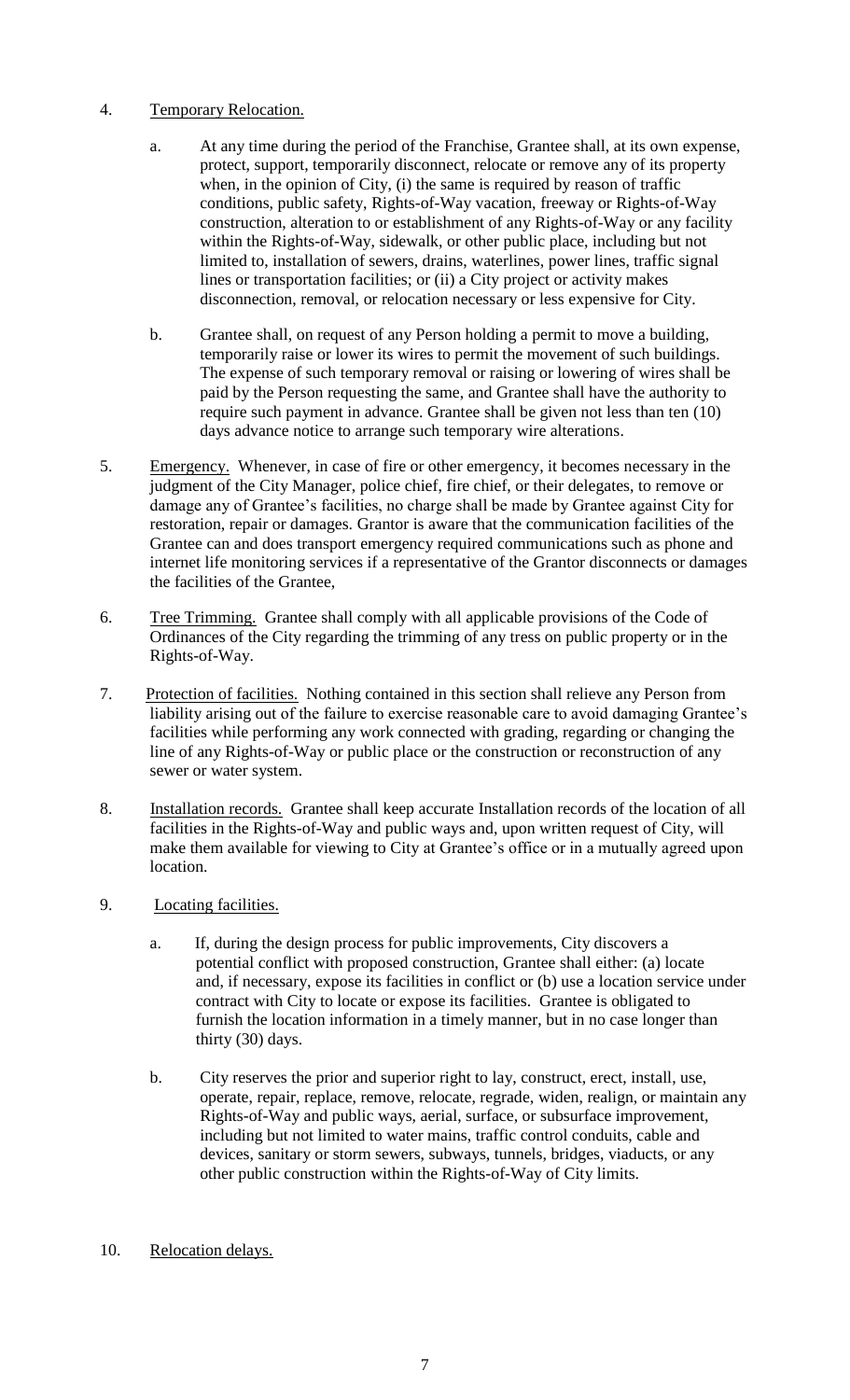4. <u>Temporary Relocation.</u>

   a. At any time during the period of the Franchise, Grantee shall, at its own expense, protect, support, temporarily disconnect, relocate or remove any of its property when, in the opinion of City, (i) the same is required by reason of traffic conditions, public safety, Rights-of-Way vacation, freeway or Rights-of-Way construction, alteration to or establishment of any Rights-of-Way or any facility within the Rights-of-Way, sidewalk, or other public place, including but not limited to, installation of sewers, drains, waterlines, power lines, traffic signal lines or transportation facilities; or (ii) a City project or activity makes disconnection, removal, or relocation necessary or less expensive for City.

   b. Grantee shall, on request of any Person holding a permit to move a building, temporarily raise or lower its wires to permit the movement of such buildings. The expense of such temporary removal or raising or lowering of wires shall be paid by the Person requesting the same, and Grantee shall have the authority to require such payment in advance. Grantee shall be given not less than ten (10) days advance notice to arrange such temporary wire alterations.

5. <u>Emergency.</u> Whenever, in case of fire or other emergency, it becomes necessary in the judgment of the City Manager, police chief, fire chief, or their delegates, to remove or damage any of Grantee's facilities, no charge shall be made by Grantee against City for restoration, repair or damages. Grantor is aware that the communication facilities of the Grantee can and does transport emergency required communications such as phone and internet life monitoring services if a representative of the Grantor disconnects or damages the facilities of the Grantee,

6. <u>Tree Trimming.</u> Grantee shall comply with all applicable provisions of the Code of Ordinances of the City regarding the trimming of any tress on public property or in the Rights-of-Way.

7. <u>Protection of facilities.</u> Nothing contained in this section shall relieve any Person from liability arising out of the failure to exercise reasonable care to avoid damaging Grantee's facilities while performing any work connected with grading, regarding or changing the line of any Rights-of-Way or public place or the construction or reconstruction of any sewer or water system.

8. <u>Installation records.</u> Grantee shall keep accurate Installation records of the location of all facilities in the Rights-of-Way and public ways and, upon written request of City, will make them available for viewing to City at Grantee's office or in a mutually agreed upon location.

9. <u>Locating facilities.</u>

   a. If, during the design process for public improvements, City discovers a potential conflict with proposed construction, Grantee shall either: (a) locate and, if necessary, expose its facilities in conflict or (b) use a location service under contract with City to locate or expose its facilities. Grantee is obligated to furnish the location information in a timely manner, but in no case longer than thirty (30) days.

   b. City reserves the prior and superior right to lay, construct, erect, install, use, operate, repair, replace, remove, relocate, regrade, widen, realign, or maintain any Rights-of-Way and public ways, aerial, surface, or subsurface improvement, including but not limited to water mains, traffic control conduits, cable and devices, sanitary or storm sewers, subways, tunnels, bridges, viaducts, or any other public construction within the Rights-of-Way of City limits.

10. <u>Relocation delays.</u>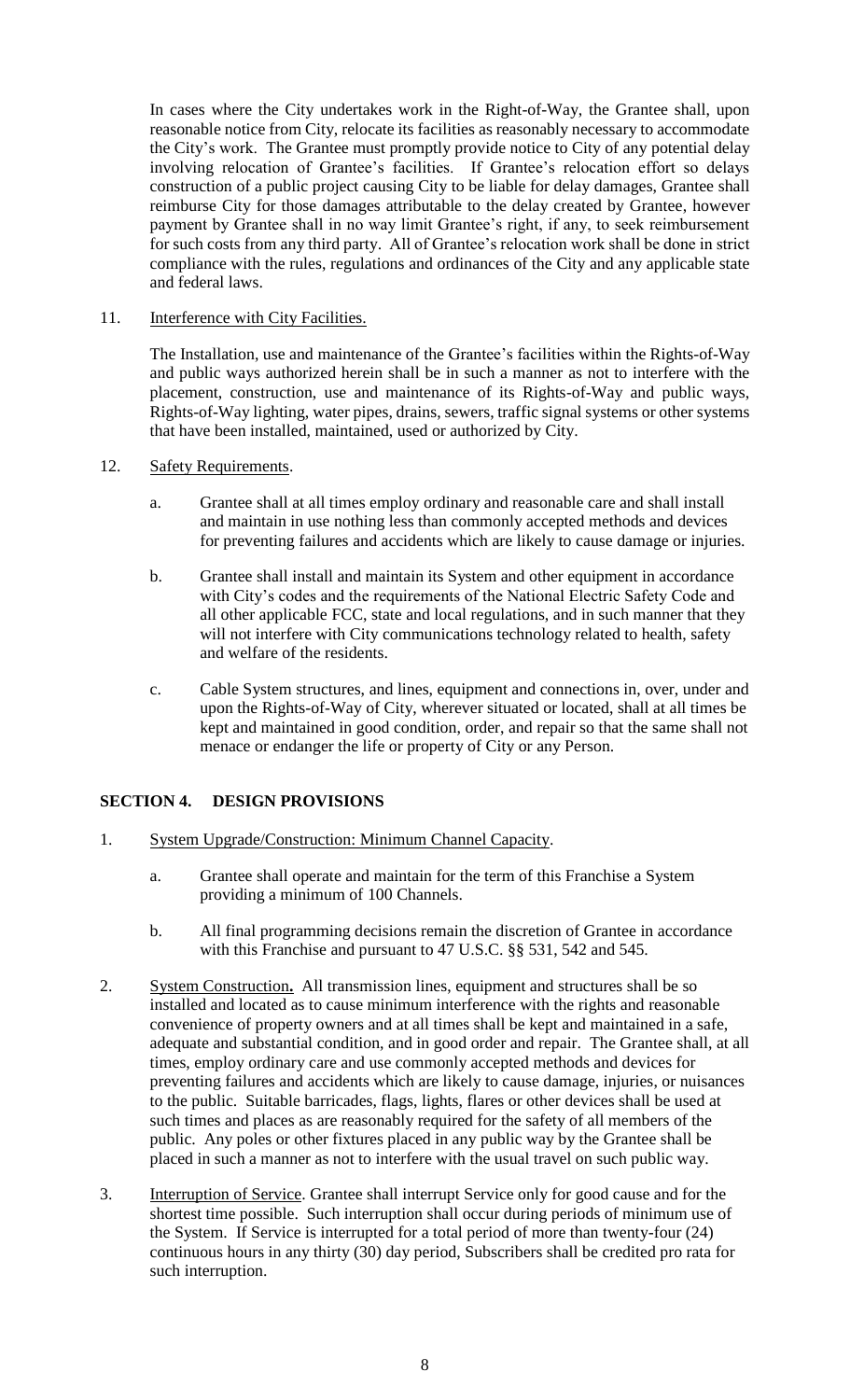In cases where the City undertakes work in the Right-of-Way, the Grantee shall, upon reasonable notice from City, relocate its facilities as reasonably necessary to accommodate the City's work. The Grantee must promptly provide notice to City of any potential delay involving relocation of Grantee's facilities. If Grantee's relocation effort so delays construction of a public project causing City to be liable for delay damages, Grantee shall reimburse City for those damages attributable to the delay created by Grantee, however payment by Grantee shall in no way limit Grantee's right, if any, to seek reimbursement for such costs from any third party. All of Grantee's relocation work shall be done in strict compliance with the rules, regulations and ordinances of the City and any applicable state and federal laws.

11. Interference with City Facilities.

The Installation, use and maintenance of the Grantee's facilities within the Rights-of-Way and public ways authorized herein shall be in such a manner as not to interfere with the placement, construction, use and maintenance of its Rights-of-Way and public ways, Rights-of-Way lighting, water pipes, drains, sewers, traffic signal systems or other systems that have been installed, maintained, used or authorized by City.

12. Safety Requirements.

   a. Grantee shall at all times employ ordinary and reasonable care and shall install and maintain in use nothing less than commonly accepted methods and devices for preventing failures and accidents which are likely to cause damage or injuries.

   b. Grantee shall install and maintain its System and other equipment in accordance with City's codes and the requirements of the National Electric Safety Code and all other applicable FCC, state and local regulations, and in such manner that they will not interfere with City communications technology related to health, safety and welfare of the residents.

   c. Cable System structures, and lines, equipment and connections in, over, under and upon the Rights-of-Way of City, wherever situated or located, shall at all times be kept and maintained in good condition, order, and repair so that the same shall not menace or endanger the life or property of City or any Person.

## SECTION 4. DESIGN PROVISIONS

1. System Upgrade/Construction: Minimum Channel Capacity.

   a. Grantee shall operate and maintain for the term of this Franchise a System providing a minimum of 100 Channels.

   b. All final programming decisions remain the discretion of Grantee in accordance with this Franchise and pursuant to 47 U.S.C. §§ 531, 542 and 545.

2. System Construction**.** All transmission lines, equipment and structures shall be so installed and located as to cause minimum interference with the rights and reasonable convenience of property owners and at all times shall be kept and maintained in a safe, adequate and substantial condition, and in good order and repair. The Grantee shall, at all times, employ ordinary care and use commonly accepted methods and devices for preventing failures and accidents which are likely to cause damage, injuries, or nuisances to the public. Suitable barricades, flags, lights, flares or other devices shall be used at such times and places as are reasonably required for the safety of all members of the public. Any poles or other fixtures placed in any public way by the Grantee shall be placed in such a manner as not to interfere with the usual travel on such public way.

3. Interruption of Service. Grantee shall interrupt Service only for good cause and for the shortest time possible. Such interruption shall occur during periods of minimum use of the System. If Service is interrupted for a total period of more than twenty-four (24) continuous hours in any thirty (30) day period, Subscribers shall be credited pro rata for such interruption.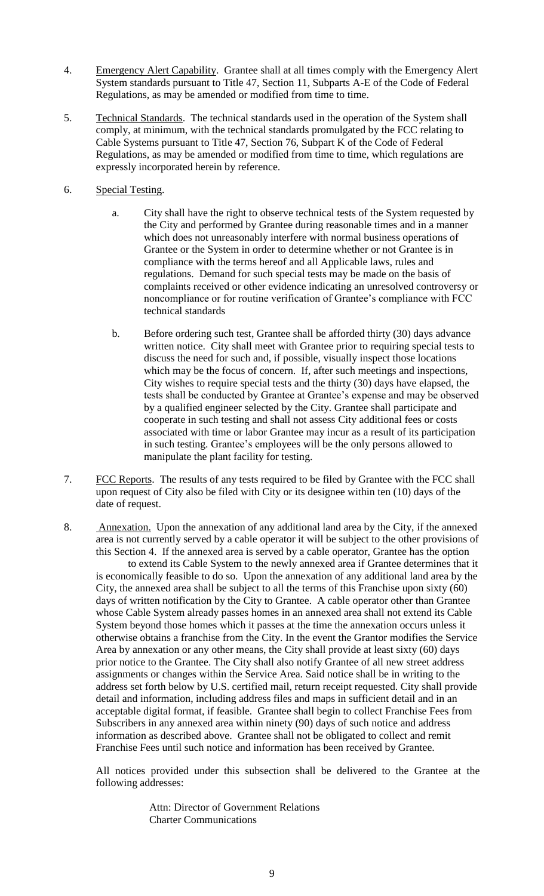4. Emergency Alert Capability. Grantee shall at all times comply with the Emergency Alert System standards pursuant to Title 47, Section 11, Subparts A-E of the Code of Federal Regulations, as may be amended or modified from time to time.

5. Technical Standards. The technical standards used in the operation of the System shall comply, at minimum, with the technical standards promulgated by the FCC relating to Cable Systems pursuant to Title 47, Section 76, Subpart K of the Code of Federal Regulations, as may be amended or modified from time to time, which regulations are expressly incorporated herein by reference.

6. Special Testing.

   a. City shall have the right to observe technical tests of the System requested by the City and performed by Grantee during reasonable times and in a manner which does not unreasonably interfere with normal business operations of Grantee or the System in order to determine whether or not Grantee is in compliance with the terms hereof and all Applicable laws, rules and regulations. Demand for such special tests may be made on the basis of complaints received or other evidence indicating an unresolved controversy or noncompliance or for routine verification of Grantee's compliance with FCC technical standards

   b. Before ordering such test, Grantee shall be afforded thirty (30) days advance written notice. City shall meet with Grantee prior to requiring special tests to discuss the need for such and, if possible, visually inspect those locations which may be the focus of concern. If, after such meetings and inspections, City wishes to require special tests and the thirty (30) days have elapsed, the tests shall be conducted by Grantee at Grantee's expense and may be observed by a qualified engineer selected by the City. Grantee shall participate and cooperate in such testing and shall not assess City additional fees or costs associated with time or labor Grantee may incur as a result of its participation in such testing. Grantee's employees will be the only persons allowed to manipulate the plant facility for testing.

7. FCC Reports. The results of any tests required to be filed by Grantee with the FCC shall upon request of City also be filed with City or its designee within ten (10) days of the date of request.

8. Annexation. Upon the annexation of any additional land area by the City, if the annexed area is not currently served by a cable operator it will be subject to the other provisions of this Section 4. If the annexed area is served by a cable operator, Grantee has the option to extend its Cable System to the newly annexed area if Grantee determines that it is economically feasible to do so. Upon the annexation of any additional land area by the City, the annexed area shall be subject to all the terms of this Franchise upon sixty (60) days of written notification by the City to Grantee. A cable operator other than Grantee whose Cable System already passes homes in an annexed area shall not extend its Cable System beyond those homes which it passes at the time the annexation occurs unless it otherwise obtains a franchise from the City. In the event the Grantor modifies the Service Area by annexation or any other means, the City shall provide at least sixty (60) days prior notice to the Grantee. The City shall also notify Grantee of all new street address assignments or changes within the Service Area. Said notice shall be in writing to the address set forth below by U.S. certified mail, return receipt requested. City shall provide detail and information, including address files and maps in sufficient detail and in an acceptable digital format, if feasible. Grantee shall begin to collect Franchise Fees from Subscribers in any annexed area within ninety (90) days of such notice and address information as described above. Grantee shall not be obligated to collect and remit Franchise Fees until such notice and information has been received by Grantee.

   All notices provided under this subsection shall be delivered to the Grantee at the following addresses:

   Attn: Director of Government Relations
   Charter Communications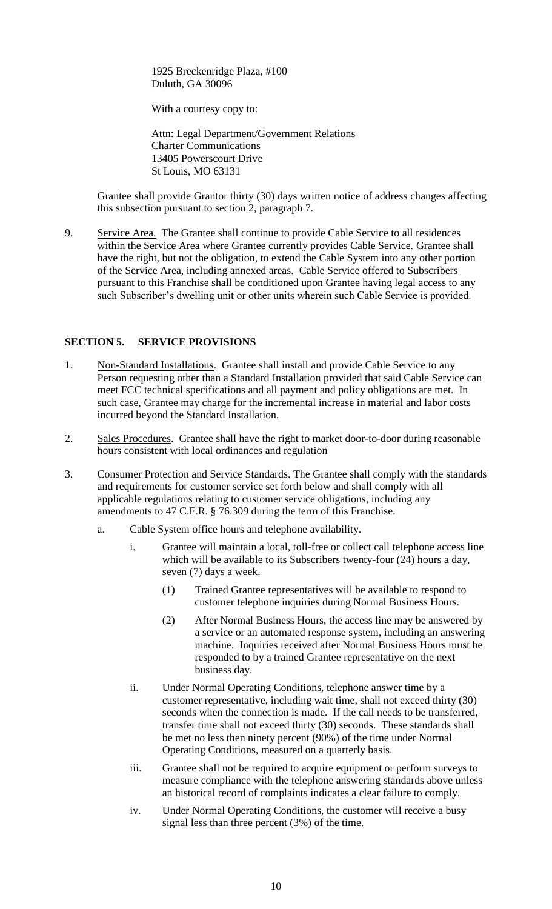1925 Breckenridge Plaza, #100
Duluth, GA 30096

With a courtesy copy to:

Attn: Legal Department/Government Relations
Charter Communications
13405 Powerscourt Drive
St Louis, MO 63131

Grantee shall provide Grantor thirty (30) days written notice of address changes affecting this subsection pursuant to section 2, paragraph 7.

9. Service Area. The Grantee shall continue to provide Cable Service to all residences within the Service Area where Grantee currently provides Cable Service. Grantee shall have the right, but not the obligation, to extend the Cable System into any other portion of the Service Area, including annexed areas. Cable Service offered to Subscribers pursuant to this Franchise shall be conditioned upon Grantee having legal access to any such Subscriber's dwelling unit or other units wherein such Cable Service is provided.

## SECTION 5. SERVICE PROVISIONS

1. Non-Standard Installations. Grantee shall install and provide Cable Service to any Person requesting other than a Standard Installation provided that said Cable Service can meet FCC technical specifications and all payment and policy obligations are met. In such case, Grantee may charge for the incremental increase in material and labor costs incurred beyond the Standard Installation.

2. Sales Procedures. Grantee shall have the right to market door-to-door during reasonable hours consistent with local ordinances and regulation

3. Consumer Protection and Service Standards. The Grantee shall comply with the standards and requirements for customer service set forth below and shall comply with all applicable regulations relating to customer service obligations, including any amendments to 47 C.F.R. § 76.309 during the term of this Franchise.

   a. Cable System office hours and telephone availability.

      i. Grantee will maintain a local, toll-free or collect call telephone access line which will be available to its Subscribers twenty-four (24) hours a day, seven (7) days a week.

         (1) Trained Grantee representatives will be available to respond to customer telephone inquiries during Normal Business Hours.

         (2) After Normal Business Hours, the access line may be answered by a service or an automated response system, including an answering machine. Inquiries received after Normal Business Hours must be responded to by a trained Grantee representative on the next business day.

      ii. Under Normal Operating Conditions, telephone answer time by a customer representative, including wait time, shall not exceed thirty (30) seconds when the connection is made. If the call needs to be transferred, transfer time shall not exceed thirty (30) seconds. These standards shall be met no less then ninety percent (90%) of the time under Normal Operating Conditions, measured on a quarterly basis.

      iii. Grantee shall not be required to acquire equipment or perform surveys to measure compliance with the telephone answering standards above unless an historical record of complaints indicates a clear failure to comply.

      iv. Under Normal Operating Conditions, the customer will receive a busy signal less than three percent (3%) of the time.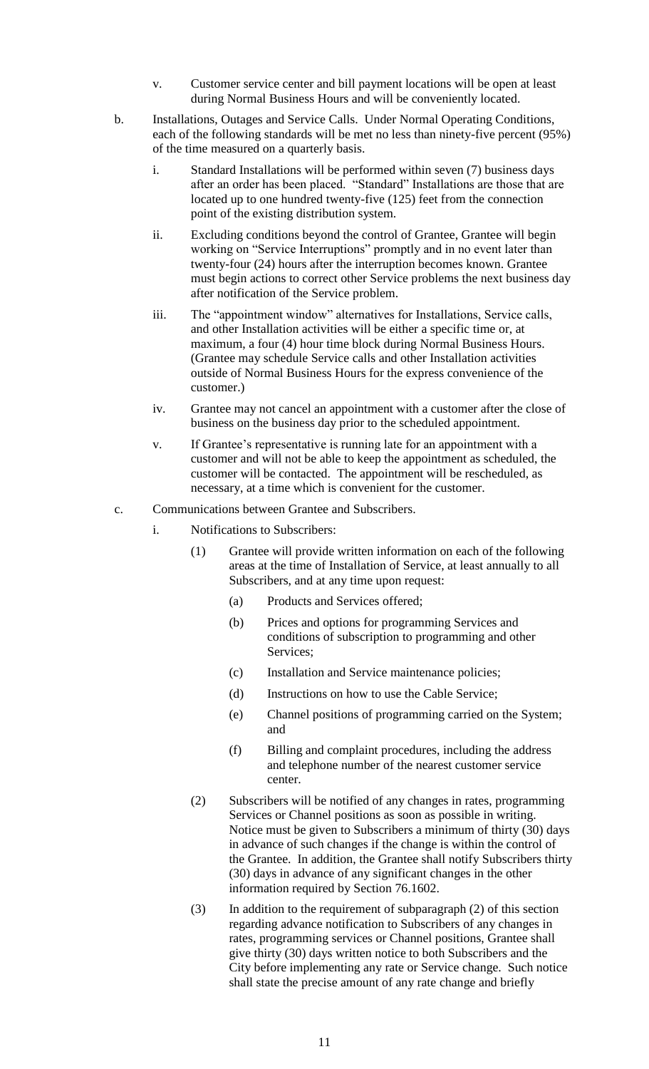v. Customer service center and bill payment locations will be open at least during Normal Business Hours and will be conveniently located.

b. Installations, Outages and Service Calls. Under Normal Operating Conditions, each of the following standards will be met no less than ninety-five percent (95%) of the time measured on a quarterly basis.

   i. Standard Installations will be performed within seven (7) business days after an order has been placed. "Standard" Installations are those that are located up to one hundred twenty-five (125) feet from the connection point of the existing distribution system.

   ii. Excluding conditions beyond the control of Grantee, Grantee will begin working on "Service Interruptions" promptly and in no event later than twenty-four (24) hours after the interruption becomes known. Grantee must begin actions to correct other Service problems the next business day after notification of the Service problem.

   iii. The "appointment window" alternatives for Installations, Service calls, and other Installation activities will be either a specific time or, at maximum, a four (4) hour time block during Normal Business Hours. (Grantee may schedule Service calls and other Installation activities outside of Normal Business Hours for the express convenience of the customer.)

   iv. Grantee may not cancel an appointment with a customer after the close of business on the business day prior to the scheduled appointment.

   v. If Grantee's representative is running late for an appointment with a customer and will not be able to keep the appointment as scheduled, the customer will be contacted. The appointment will be rescheduled, as necessary, at a time which is convenient for the customer.

c. Communications between Grantee and Subscribers.

   i. Notifications to Subscribers:

      (1) Grantee will provide written information on each of the following areas at the time of Installation of Service, at least annually to all Subscribers, and at any time upon request:

         (a) Products and Services offered;

         (b) Prices and options for programming Services and conditions of subscription to programming and other Services;

         (c) Installation and Service maintenance policies;

         (d) Instructions on how to use the Cable Service;

         (e) Channel positions of programming carried on the System; and

         (f) Billing and complaint procedures, including the address and telephone number of the nearest customer service center.

      (2) Subscribers will be notified of any changes in rates, programming Services or Channel positions as soon as possible in writing. Notice must be given to Subscribers a minimum of thirty (30) days in advance of such changes if the change is within the control of the Grantee. In addition, the Grantee shall notify Subscribers thirty (30) days in advance of any significant changes in the other information required by Section 76.1602.

      (3) In addition to the requirement of subparagraph (2) of this section regarding advance notification to Subscribers of any changes in rates, programming services or Channel positions, Grantee shall give thirty (30) days written notice to both Subscribers and the City before implementing any rate or Service change. Such notice shall state the precise amount of any rate change and briefly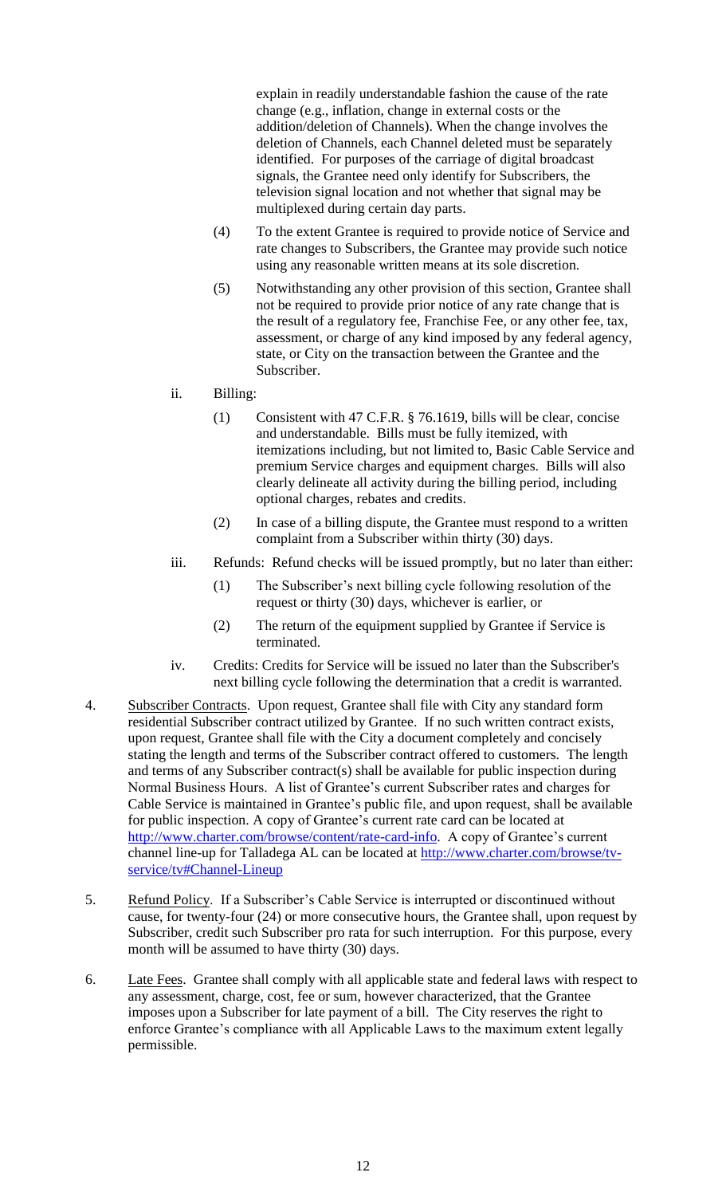explain in readily understandable fashion the cause of the rate change (e.g., inflation, change in external costs or the addition/deletion of Channels). When the change involves the deletion of Channels, each Channel deleted must be separately identified. For purposes of the carriage of digital broadcast signals, the Grantee need only identify for Subscribers, the television signal location and not whether that signal may be multiplexed during certain day parts.

(4) To the extent Grantee is required to provide notice of Service and rate changes to Subscribers, the Grantee may provide such notice using any reasonable written means at its sole discretion.

(5) Notwithstanding any other provision of this section, Grantee shall not be required to provide prior notice of any rate change that is the result of a regulatory fee, Franchise Fee, or any other fee, tax, assessment, or charge of any kind imposed by any federal agency, state, or City on the transaction between the Grantee and the Subscriber.

ii. Billing:

(1) Consistent with 47 C.F.R. § 76.1619, bills will be clear, concise and understandable. Bills must be fully itemized, with itemizations including, but not limited to, Basic Cable Service and premium Service charges and equipment charges. Bills will also clearly delineate all activity during the billing period, including optional charges, rebates and credits.

(2) In case of a billing dispute, the Grantee must respond to a written complaint from a Subscriber within thirty (30) days.

iii. Refunds: Refund checks will be issued promptly, but no later than either:

(1) The Subscriber's next billing cycle following resolution of the request or thirty (30) days, whichever is earlier, or

(2) The return of the equipment supplied by Grantee if Service is terminated.

iv. Credits: Credits for Service will be issued no later than the Subscriber's next billing cycle following the determination that a credit is warranted.

4. Subscriber Contracts. Upon request, Grantee shall file with City any standard form residential Subscriber contract utilized by Grantee. If no such written contract exists, upon request, Grantee shall file with the City a document completely and concisely stating the length and terms of the Subscriber contract offered to customers. The length and terms of any Subscriber contract(s) shall be available for public inspection during Normal Business Hours. A list of Grantee's current Subscriber rates and charges for Cable Service is maintained in Grantee's public file, and upon request, shall be available for public inspection. A copy of Grantee's current rate card can be located at http://www.charter.com/browse/content/rate-card-info. A copy of Grantee's current channel line-up for Talladega AL can be located at http://www.charter.com/browse/tv-service/tv#Channel-Lineup

5. Refund Policy. If a Subscriber's Cable Service is interrupted or discontinued without cause, for twenty-four (24) or more consecutive hours, the Grantee shall, upon request by Subscriber, credit such Subscriber pro rata for such interruption. For this purpose, every month will be assumed to have thirty (30) days.

6. Late Fees. Grantee shall comply with all applicable state and federal laws with respect to any assessment, charge, cost, fee or sum, however characterized, that the Grantee imposes upon a Subscriber for late payment of a bill. The City reserves the right to enforce Grantee's compliance with all Applicable Laws to the maximum extent legally permissible.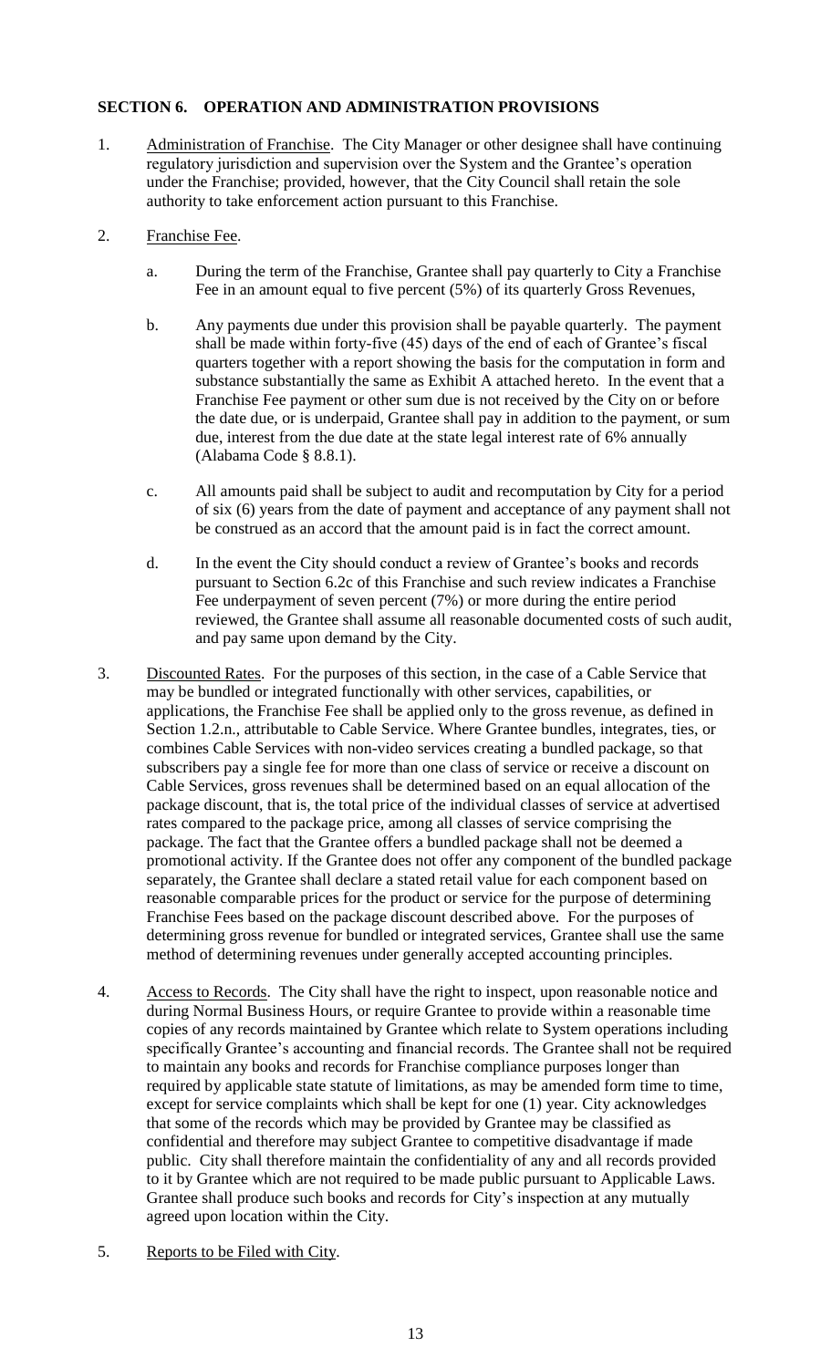**SECTION 6. OPERATION AND ADMINISTRATION PROVISIONS**

1. Administration of Franchise. The City Manager or other designee shall have continuing regulatory jurisdiction and supervision over the System and the Grantee's operation under the Franchise; provided, however, that the City Council shall retain the sole authority to take enforcement action pursuant to this Franchise.

2. Franchise Fee.

   a. During the term of the Franchise, Grantee shall pay quarterly to City a Franchise Fee in an amount equal to five percent (5%) of its quarterly Gross Revenues,

   b. Any payments due under this provision shall be payable quarterly. The payment shall be made within forty-five (45) days of the end of each of Grantee's fiscal quarters together with a report showing the basis for the computation in form and substance substantially the same as Exhibit A attached hereto. In the event that a Franchise Fee payment or other sum due is not received by the City on or before the date due, or is underpaid, Grantee shall pay in addition to the payment, or sum due, interest from the due date at the state legal interest rate of 6% annually (Alabama Code § 8.8.1).

   c. All amounts paid shall be subject to audit and recomputation by City for a period of six (6) years from the date of payment and acceptance of any payment shall not be construed as an accord that the amount paid is in fact the correct amount.

   d. In the event the City should conduct a review of Grantee's books and records pursuant to Section 6.2c of this Franchise and such review indicates a Franchise Fee underpayment of seven percent (7%) or more during the entire period reviewed, the Grantee shall assume all reasonable documented costs of such audit, and pay same upon demand by the City.

3. Discounted Rates. For the purposes of this section, in the case of a Cable Service that may be bundled or integrated functionally with other services, capabilities, or applications, the Franchise Fee shall be applied only to the gross revenue, as defined in Section 1.2.n., attributable to Cable Service. Where Grantee bundles, integrates, ties, or combines Cable Services with non-video services creating a bundled package, so that subscribers pay a single fee for more than one class of service or receive a discount on Cable Services, gross revenues shall be determined based on an equal allocation of the package discount, that is, the total price of the individual classes of service at advertised rates compared to the package price, among all classes of service comprising the package. The fact that the Grantee offers a bundled package shall not be deemed a promotional activity. If the Grantee does not offer any component of the bundled package separately, the Grantee shall declare a stated retail value for each component based on reasonable comparable prices for the product or service for the purpose of determining Franchise Fees based on the package discount described above. For the purposes of determining gross revenue for bundled or integrated services, Grantee shall use the same method of determining revenues under generally accepted accounting principles.

4. Access to Records. The City shall have the right to inspect, upon reasonable notice and during Normal Business Hours, or require Grantee to provide within a reasonable time copies of any records maintained by Grantee which relate to System operations including specifically Grantee's accounting and financial records. The Grantee shall not be required to maintain any books and records for Franchise compliance purposes longer than required by applicable state statute of limitations, as may be amended form time to time, except for service complaints which shall be kept for one (1) year. City acknowledges that some of the records which may be provided by Grantee may be classified as confidential and therefore may subject Grantee to competitive disadvantage if made public. City shall therefore maintain the confidentiality of any and all records provided to it by Grantee which are not required to be made public pursuant to Applicable Laws. Grantee shall produce such books and records for City's inspection at any mutually agreed upon location within the City.

5. Reports to be Filed with City.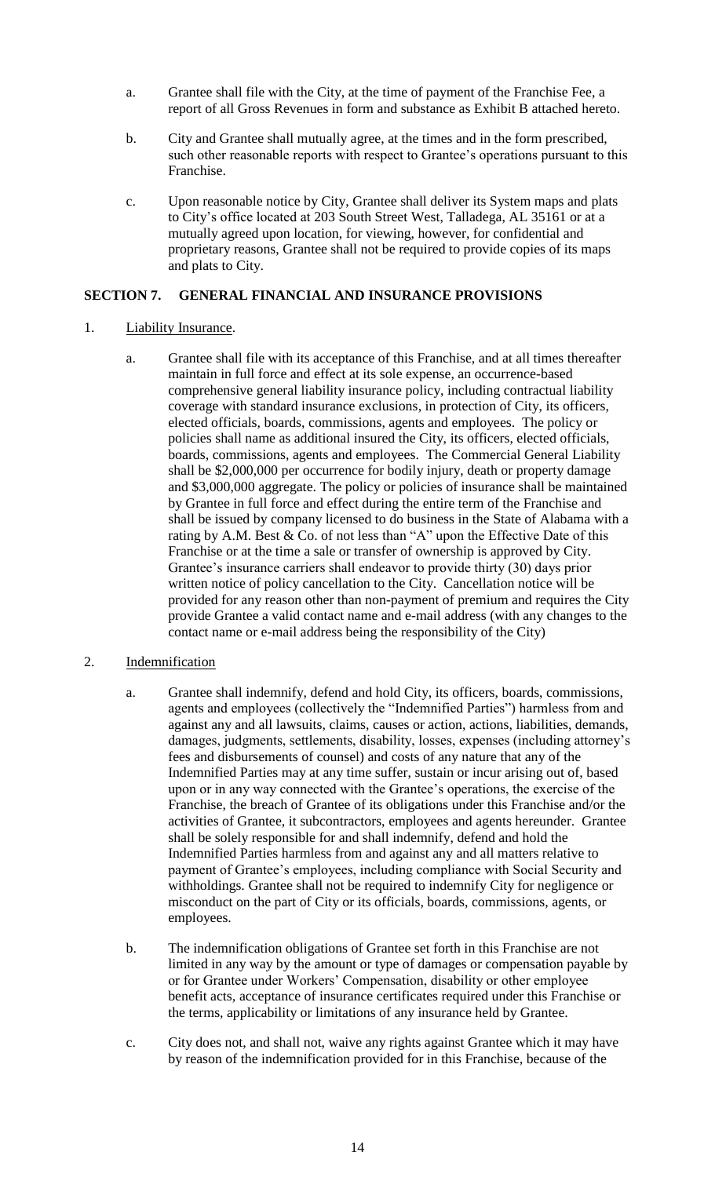a. Grantee shall file with the City, at the time of payment of the Franchise Fee, a report of all Gross Revenues in form and substance as Exhibit B attached hereto.

b. City and Grantee shall mutually agree, at the times and in the form prescribed, such other reasonable reports with respect to Grantee's operations pursuant to this Franchise.

c. Upon reasonable notice by City, Grantee shall deliver its System maps and plats to City's office located at 203 South Street West, Talladega, AL 35161 or at a mutually agreed upon location, for viewing, however, for confidential and proprietary reasons, Grantee shall not be required to provide copies of its maps and plats to City.

## SECTION 7. GENERAL FINANCIAL AND INSURANCE PROVISIONS

1. Liability Insurance.

   a. Grantee shall file with its acceptance of this Franchise, and at all times thereafter maintain in full force and effect at its sole expense, an occurrence-based comprehensive general liability insurance policy, including contractual liability coverage with standard insurance exclusions, in protection of City, its officers, elected officials, boards, commissions, agents and employees. The policy or policies shall name as additional insured the City, its officers, elected officials, boards, commissions, agents and employees. The Commercial General Liability shall be $2,000,000 per occurrence for bodily injury, death or property damage and $3,000,000 aggregate. The policy or policies of insurance shall be maintained by Grantee in full force and effect during the entire term of the Franchise and shall be issued by company licensed to do business in the State of Alabama with a rating by A.M. Best & Co. of not less than "A" upon the Effective Date of this Franchise or at the time a sale or transfer of ownership is approved by City. Grantee's insurance carriers shall endeavor to provide thirty (30) days prior written notice of policy cancellation to the City. Cancellation notice will be provided for any reason other than non-payment of premium and requires the City provide Grantee a valid contact name and e-mail address (with any changes to the contact name or e-mail address being the responsibility of the City)

2. Indemnification

   a. Grantee shall indemnify, defend and hold City, its officers, boards, commissions, agents and employees (collectively the "Indemnified Parties") harmless from and against any and all lawsuits, claims, causes or action, actions, liabilities, demands, damages, judgments, settlements, disability, losses, expenses (including attorney's fees and disbursements of counsel) and costs of any nature that any of the Indemnified Parties may at any time suffer, sustain or incur arising out of, based upon or in any way connected with the Grantee's operations, the exercise of the Franchise, the breach of Grantee of its obligations under this Franchise and/or the activities of Grantee, it subcontractors, employees and agents hereunder. Grantee shall be solely responsible for and shall indemnify, defend and hold the Indemnified Parties harmless from and against any and all matters relative to payment of Grantee's employees, including compliance with Social Security and withholdings. Grantee shall not be required to indemnify City for negligence or misconduct on the part of City or its officials, boards, commissions, agents, or employees.

   b. The indemnification obligations of Grantee set forth in this Franchise are not limited in any way by the amount or type of damages or compensation payable by or for Grantee under Workers' Compensation, disability or other employee benefit acts, acceptance of insurance certificates required under this Franchise or the terms, applicability or limitations of any insurance held by Grantee.

   c. City does not, and shall not, waive any rights against Grantee which it may have by reason of the indemnification provided for in this Franchise, because of the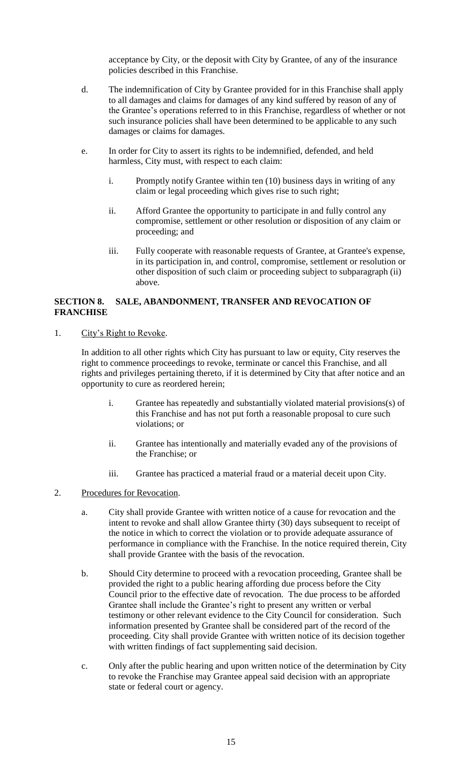acceptance by City, or the deposit with City by Grantee, of any of the insurance policies described in this Franchise.

d. The indemnification of City by Grantee provided for in this Franchise shall apply to all damages and claims for damages of any kind suffered by reason of any of the Grantee's operations referred to in this Franchise, regardless of whether or not such insurance policies shall have been determined to be applicable to any such damages or claims for damages.

e. In order for City to assert its rights to be indemnified, defended, and held harmless, City must, with respect to each claim:

   i. Promptly notify Grantee within ten (10) business days in writing of any claim or legal proceeding which gives rise to such right;

   ii. Afford Grantee the opportunity to participate in and fully control any compromise, settlement or other resolution or disposition of any claim or proceeding; and

   iii. Fully cooperate with reasonable requests of Grantee, at Grantee's expense, in its participation in, and control, compromise, settlement or resolution or other disposition of such claim or proceeding subject to subparagraph (ii) above.

## SECTION 8. SALE, ABANDONMENT, TRANSFER AND REVOCATION OF FRANCHISE

1. <u>City's Right to Revoke</u>.

   In addition to all other rights which City has pursuant to law or equity, City reserves the right to commence proceedings to revoke, terminate or cancel this Franchise, and all rights and privileges pertaining thereto, if it is determined by City that after notice and an opportunity to cure as reordered herein;

   i. Grantee has repeatedly and substantially violated material provisions(s) of this Franchise and has not put forth a reasonable proposal to cure such violations; or

   ii. Grantee has intentionally and materially evaded any of the provisions of the Franchise; or

   iii. Grantee has practiced a material fraud or a material deceit upon City.

2. <u>Procedures for Revocation</u>.

   a. City shall provide Grantee with written notice of a cause for revocation and the intent to revoke and shall allow Grantee thirty (30) days subsequent to receipt of the notice in which to correct the violation or to provide adequate assurance of performance in compliance with the Franchise. In the notice required therein, City shall provide Grantee with the basis of the revocation.

   b. Should City determine to proceed with a revocation proceeding, Grantee shall be provided the right to a public hearing affording due process before the City Council prior to the effective date of revocation. The due process to be afforded Grantee shall include the Grantee's right to present any written or verbal testimony or other relevant evidence to the City Council for consideration. Such information presented by Grantee shall be considered part of the record of the proceeding. City shall provide Grantee with written notice of its decision together with written findings of fact supplementing said decision.

   c. Only after the public hearing and upon written notice of the determination by City to revoke the Franchise may Grantee appeal said decision with an appropriate state or federal court or agency.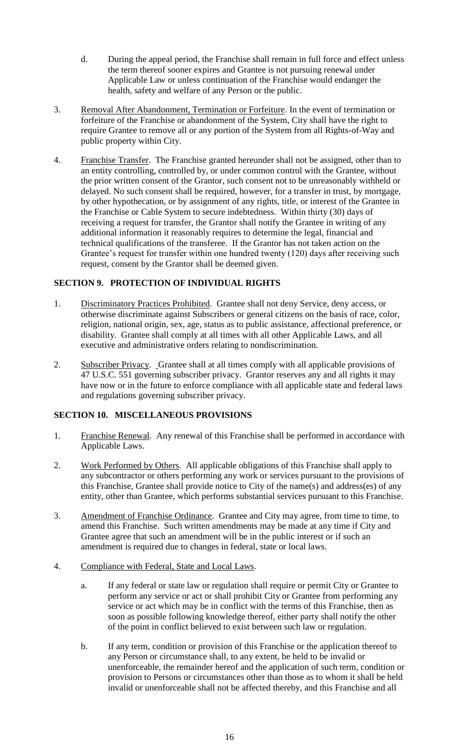d. During the appeal period, the Franchise shall remain in full force and effect unless the term thereof sooner expires and Grantee is not pursuing renewal under Applicable Law or unless continuation of the Franchise would endanger the health, safety and welfare of any Person or the public.

3. Removal After Abandonment, Termination or Forfeiture. In the event of termination or forfeiture of the Franchise or abandonment of the System, City shall have the right to require Grantee to remove all or any portion of the System from all Rights-of-Way and public property within City.

4. Franchise Transfer. The Franchise granted hereunder shall not be assigned, other than to an entity controlling, controlled by, or under common control with the Grantee, without the prior written consent of the Grantor, such consent not to be unreasonably withheld or delayed. No such consent shall be required, however, for a transfer in trust, by mortgage, by other hypothecation, or by assignment of any rights, title, or interest of the Grantee in the Franchise or Cable System to secure indebtedness. Within thirty (30) days of receiving a request for transfer, the Grantor shall notify the Grantee in writing of any additional information it reasonably requires to determine the legal, financial and technical qualifications of the transferee. If the Grantor has not taken action on the Grantee's request for transfer within one hundred twenty (120) days after receiving such request, consent by the Grantor shall be deemed given.

## SECTION 9. PROTECTION OF INDIVIDUAL RIGHTS

1. Discriminatory Practices Prohibited. Grantee shall not deny Service, deny access, or otherwise discriminate against Subscribers or general citizens on the basis of race, color, religion, national origin, sex, age, status as to public assistance, affectional preference, or disability. Grantee shall comply at all times with all other Applicable Laws, and all executive and administrative orders relating to nondiscrimination.

2. Subscriber Privacy. Grantee shall at all times comply with all applicable provisions of 47 U.S.C. 551 governing subscriber privacy. Grantor reserves any and all rights it may have now or in the future to enforce compliance with all applicable state and federal laws and regulations governing subscriber privacy.

## SECTION 10. MISCELLANEOUS PROVISIONS

1. Franchise Renewal. Any renewal of this Franchise shall be performed in accordance with Applicable Laws.

2. Work Performed by Others. All applicable obligations of this Franchise shall apply to any subcontractor or others performing any work or services pursuant to the provisions of this Franchise, Grantee shall provide notice to City of the name(s) and address(es) of any entity, other than Grantee, which performs substantial services pursuant to this Franchise.

3. Amendment of Franchise Ordinance. Grantee and City may agree, from time to time, to amend this Franchise. Such written amendments may be made at any time if City and Grantee agree that such an amendment will be in the public interest or if such an amendment is required due to changes in federal, state or local laws.

4. Compliance with Federal, State and Local Laws.

   a. If any federal or state law or regulation shall require or permit City or Grantee to perform any service or act or shall prohibit City or Grantee from performing any service or act which may be in conflict with the terms of this Franchise, then as soon as possible following knowledge thereof, either party shall notify the other of the point in conflict believed to exist between such law or regulation.

   b. If any term, condition or provision of this Franchise or the application thereof to any Person or circumstance shall, to any extent, be held to be invalid or unenforceable, the remainder hereof and the application of such term, condition or provision to Persons or circumstances other than those as to whom it shall be held invalid or unenforceable shall not be affected thereby, and this Franchise and all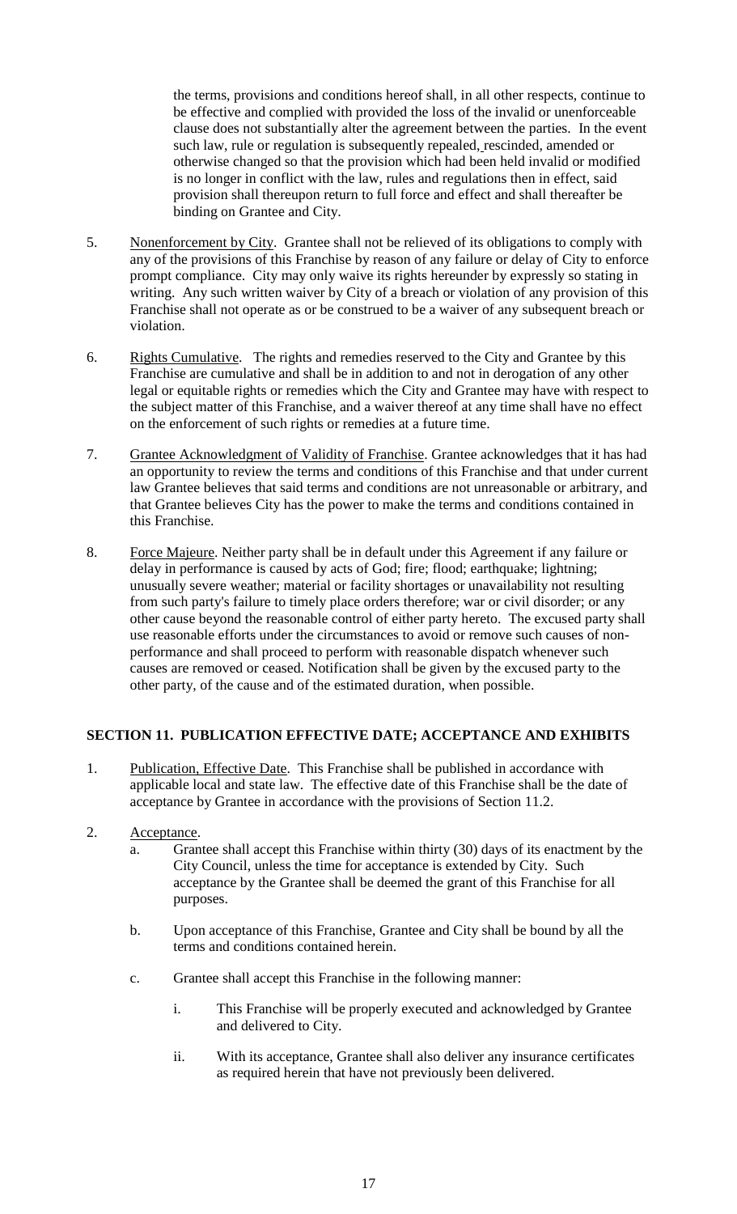the terms, provisions and conditions hereof shall, in all other respects, continue to be effective and complied with provided the loss of the invalid or unenforceable clause does not substantially alter the agreement between the parties. In the event such law, rule or regulation is subsequently repealed, rescinded, amended or otherwise changed so that the provision which had been held invalid or modified is no longer in conflict with the law, rules and regulations then in effect, said provision shall thereupon return to full force and effect and shall thereafter be binding on Grantee and City.

5. Nonenforcement by City. Grantee shall not be relieved of its obligations to comply with any of the provisions of this Franchise by reason of any failure or delay of City to enforce prompt compliance. City may only waive its rights hereunder by expressly so stating in writing. Any such written waiver by City of a breach or violation of any provision of this Franchise shall not operate as or be construed to be a waiver of any subsequent breach or violation.

6. Rights Cumulative. The rights and remedies reserved to the City and Grantee by this Franchise are cumulative and shall be in addition to and not in derogation of any other legal or equitable rights or remedies which the City and Grantee may have with respect to the subject matter of this Franchise, and a waiver thereof at any time shall have no effect on the enforcement of such rights or remedies at a future time.

7. Grantee Acknowledgment of Validity of Franchise. Grantee acknowledges that it has had an opportunity to review the terms and conditions of this Franchise and that under current law Grantee believes that said terms and conditions are not unreasonable or arbitrary, and that Grantee believes City has the power to make the terms and conditions contained in this Franchise.

8. Force Majeure. Neither party shall be in default under this Agreement if any failure or delay in performance is caused by acts of God; fire; flood; earthquake; lightning; unusually severe weather; material or facility shortages or unavailability not resulting from such party's failure to timely place orders therefore; war or civil disorder; or any other cause beyond the reasonable control of either party hereto. The excused party shall use reasonable efforts under the circumstances to avoid or remove such causes of non-performance and shall proceed to perform with reasonable dispatch whenever such causes are removed or ceased. Notification shall be given by the excused party to the other party, of the cause and of the estimated duration, when possible.

## SECTION 11. PUBLICATION EFFECTIVE DATE; ACCEPTANCE AND EXHIBITS

1. Publication, Effective Date. This Franchise shall be published in accordance with applicable local and state law. The effective date of this Franchise shall be the date of acceptance by Grantee in accordance with the provisions of Section 11.2.

2. Acceptance.
   a. Grantee shall accept this Franchise within thirty (30) days of its enactment by the City Council, unless the time for acceptance is extended by City. Such acceptance by the Grantee shall be deemed the grant of this Franchise for all purposes.

   b. Upon acceptance of this Franchise, Grantee and City shall be bound by all the terms and conditions contained herein.

   c. Grantee shall accept this Franchise in the following manner:

      i. This Franchise will be properly executed and acknowledged by Grantee and delivered to City.

      ii. With its acceptance, Grantee shall also deliver any insurance certificates as required herein that have not previously been delivered.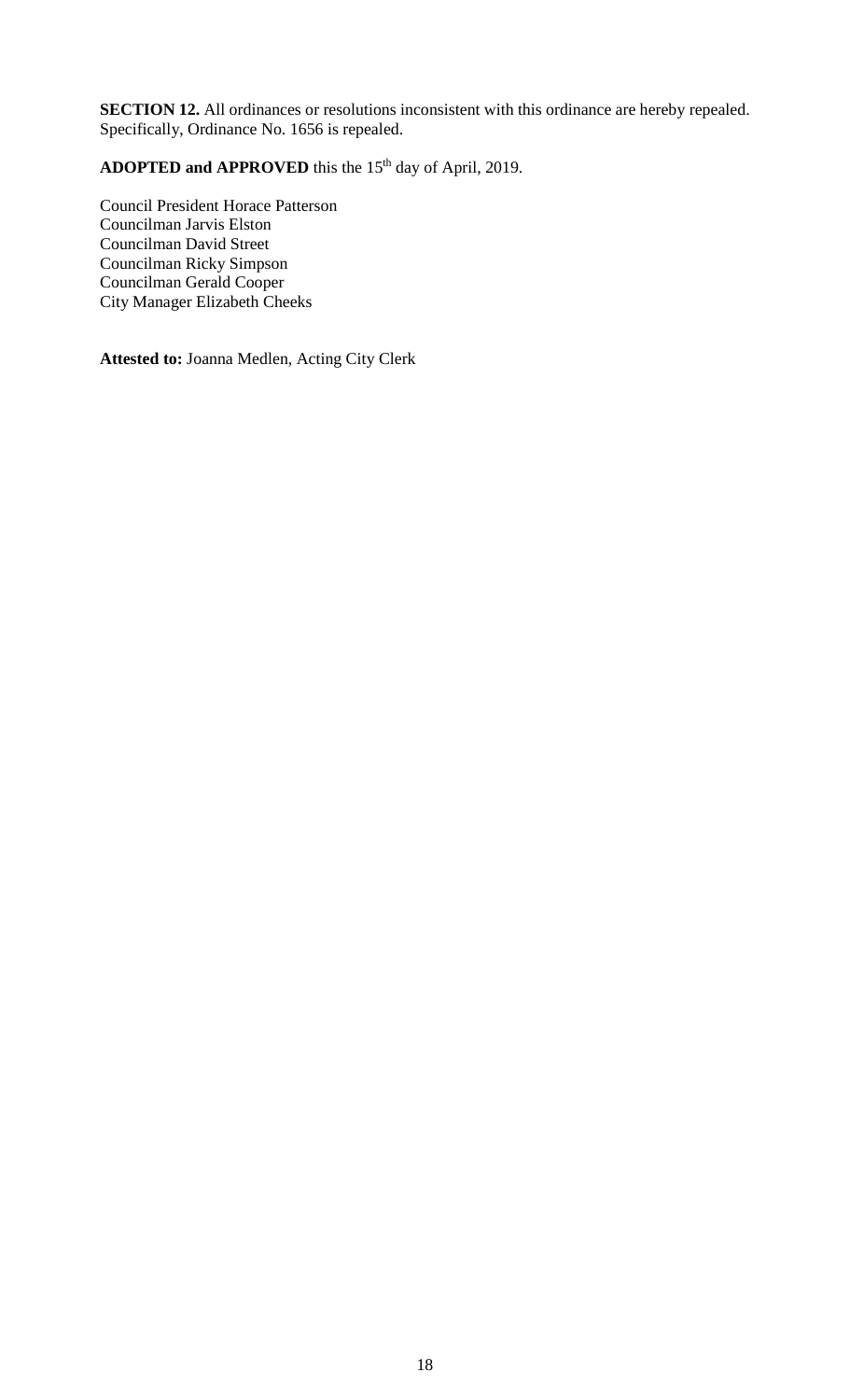**SECTION 12.** All ordinances or resolutions inconsistent with this ordinance are hereby repealed. Specifically, Ordinance No. 1656 is repealed.

**ADOPTED and APPROVED** this the 15th day of April, 2019.

Council President Horace Patterson
Councilman Jarvis Elston
Councilman David Street
Councilman Ricky Simpson
Councilman Gerald Cooper
City Manager Elizabeth Cheeks

**Attested to:** Joanna Medlen, Acting City Clerk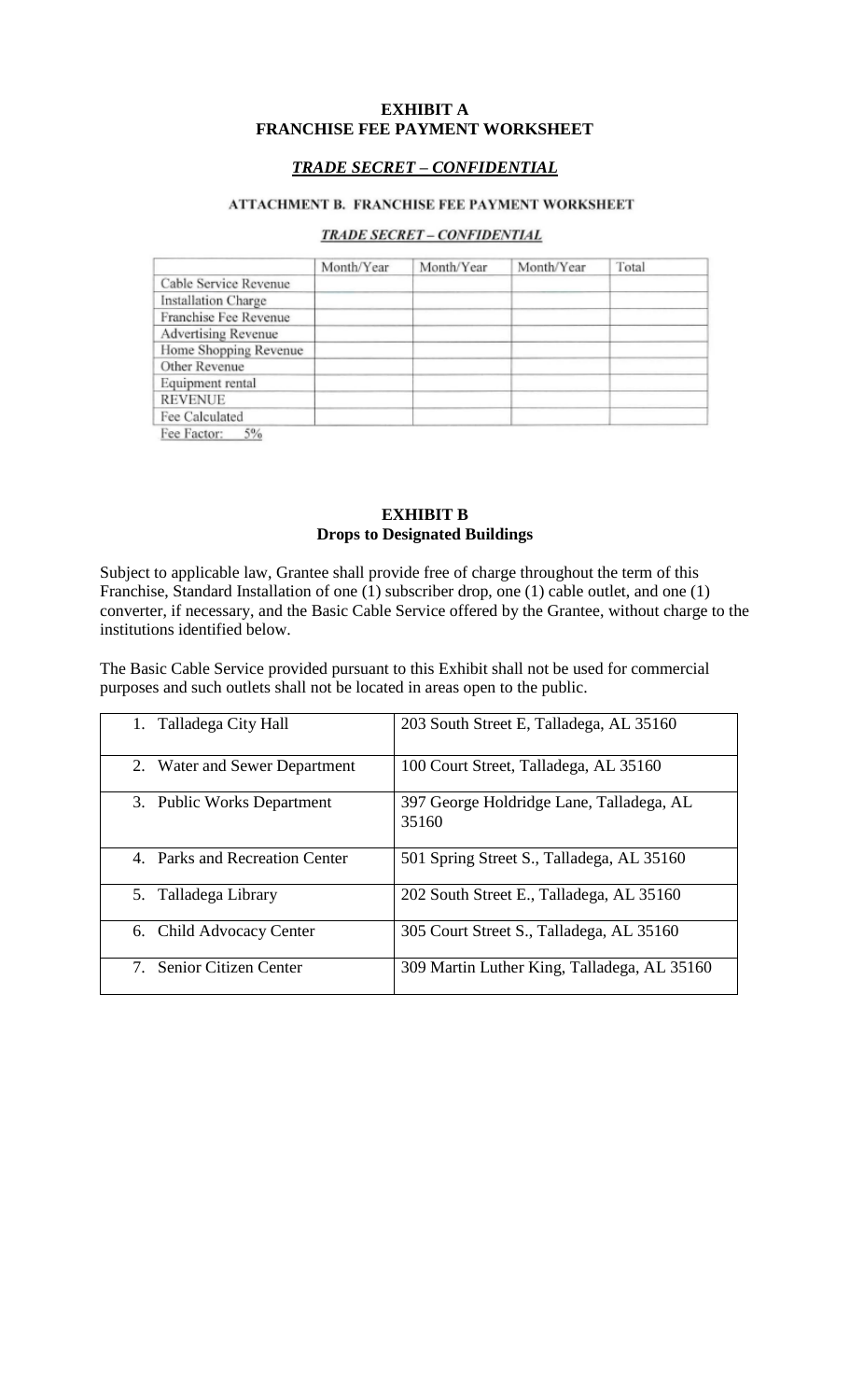**EXHIBIT A**
**FRANCHISE FEE PAYMENT WORKSHEET**

***TRADE SECRET – CONFIDENTIAL***

**ATTACHMENT B. FRANCHISE FEE PAYMENT WORKSHEET**

***TRADE SECRET – CONFIDENTIAL***

| | Month/Year | Month/Year | Month/Year | Total |
|---|---|---|---|---|
| Cable Service Revenue | | | | |
| Installation Charge | | | | |
| Franchise Fee Revenue | | | | |
| Advertising Revenue | | | | |
| Home Shopping Revenue | | | | |
| Other Revenue | | | | |
| Equipment rental | | | | |
| REVENUE | | | | |
| Fee Calculated | | | | |

Fee Factor: 5%

**EXHIBIT B**
**Drops to Designated Buildings**

Subject to applicable law, Grantee shall provide free of charge throughout the term of this Franchise, Standard Installation of one (1) subscriber drop, one (1) cable outlet, and one (1) converter, if necessary, and the Basic Cable Service offered by the Grantee, without charge to the institutions identified below.

The Basic Cable Service provided pursuant to this Exhibit shall not be used for commercial purposes and such outlets shall not be located in areas open to the public.

| | |
|---|---|
| 1. Talladega City Hall | 203 South Street E, Talladega, AL 35160 |
| 2. Water and Sewer Department | 100 Court Street, Talladega, AL 35160 |
| 3. Public Works Department | 397 George Holdridge Lane, Talladega, AL 35160 |
| 4. Parks and Recreation Center | 501 Spring Street S., Talladega, AL 35160 |
| 5. Talladega Library | 202 South Street E., Talladega, AL 35160 |
| 6. Child Advocacy Center | 305 Court Street S., Talladega, AL 35160 |
| 7. Senior Citizen Center | 309 Martin Luther King, Talladega, AL 35160 |